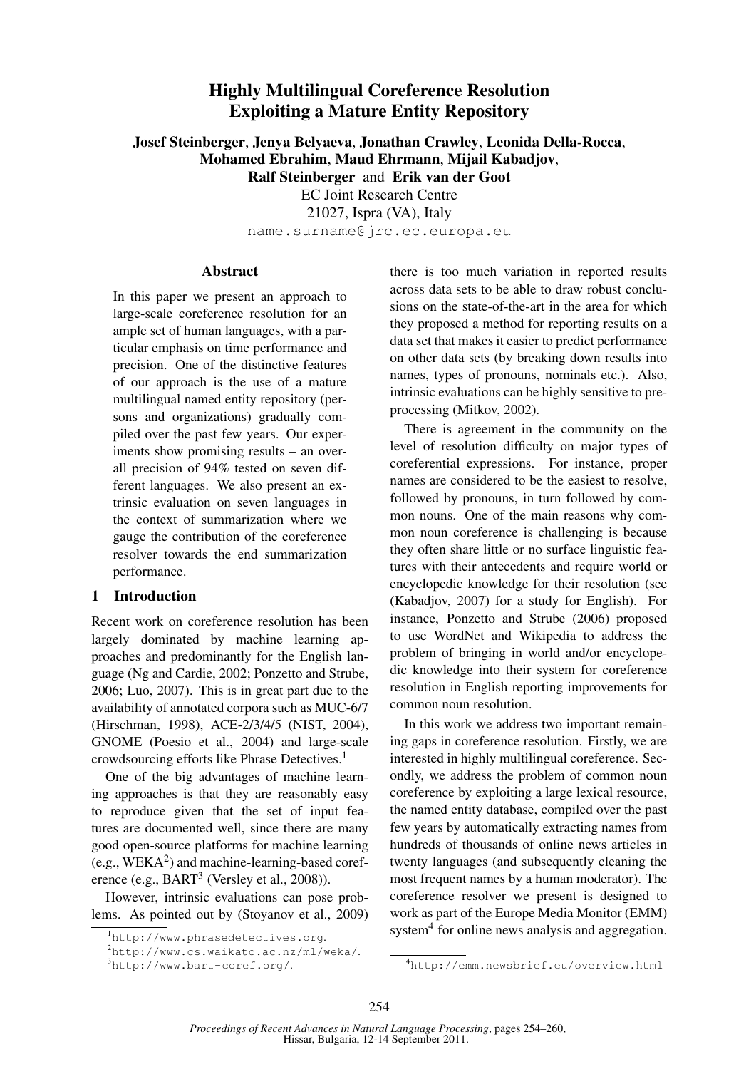# Highly Multilingual Coreference Resolution Exploiting a Mature Entity Repository

**Josef Steinberger**, **Jenya Belyaeva**, **Jonathan Crawley**, **Leonida Della-Rocca**, **Mohamed Ebrahim**, **Maud Ehrmann**, **Mijail Kabadjov**, **Ralf Steinberger** and **Erik van der Goot**

EC Joint Research Centre
21027, Ispra (VA), Italy
name.surname@jrc.ec.europa.eu

## Abstract

In this paper we present an approach to large-scale coreference resolution for an ample set of human languages, with a particular emphasis on time performance and precision. One of the distinctive features of our approach is the use of a mature multilingual named entity repository (persons and organizations) gradually compiled over the past few years. Our experiments show promising results – an overall precision of 94% tested on seven different languages. We also present an extrinsic evaluation on seven languages in the context of summarization where we gauge the contribution of the coreference resolver towards the end summarization performance.

## 1 Introduction

Recent work on coreference resolution has been largely dominated by machine learning approaches and predominantly for the English language (Ng and Cardie, 2002; Ponzetto and Strube, 2006; Luo, 2007). This is in great part due to the availability of annotated corpora such as MUC-6/7 (Hirschman, 1998), ACE-2/3/4/5 (NIST, 2004), GNOME (Poesio et al., 2004) and large-scale crowdsourcing efforts like Phrase Detectives.[1]

One of the big advantages of machine learning approaches is that they are reasonably easy to reproduce given that the set of input features are documented well, since there are many good open-source platforms for machine learning (e.g., WEKA[2]) and machine-learning-based coreference (e.g., BART[3] (Versley et al., 2008)).

However, intrinsic evaluations can pose problems. As pointed out by (Stoyanov et al., 2009) there is too much variation in reported results across data sets to be able to draw robust conclusions on the state-of-the-art in the area for which they proposed a method for reporting results on a data set that makes it easier to predict performance on other data sets (by breaking down results into names, types of pronouns, nominals etc.). Also, intrinsic evaluations can be highly sensitive to preprocessing (Mitkov, 2002).

There is agreement in the community on the level of resolution difficulty on major types of coreferential expressions. For instance, proper names are considered to be the easiest to resolve, followed by pronouns, in turn followed by common nouns. One of the main reasons why common noun coreference is challenging is because they often share little or no surface linguistic features with their antecedents and require world or encyclopedic knowledge for their resolution (see (Kabadjov, 2007) for a study for English). For instance, Ponzetto and Strube (2006) proposed to use WordNet and Wikipedia to address the problem of bringing in world and/or encyclopedic knowledge into their system for coreference resolution in English reporting improvements for common noun resolution.

In this work we address two important remaining gaps in coreference resolution. Firstly, we are interested in highly multilingual coreference. Secondly, we address the problem of common noun coreference by exploiting a large lexical resource, the named entity database, compiled over the past few years by automatically extracting names from hundreds of thousands of online news articles in twenty languages (and subsequently cleaning the most frequent names by a human moderator). The coreference resolver we present is designed to work as part of the Europe Media Monitor (EMM) system[4] for online news analysis and aggregation.

[1] http://www.phrasedetectives.org.
[2] http://www.cs.waikato.ac.nz/ml/weka/.
[3] http://www.bart-coref.org/.
[4] http://emm.newsbrief.eu/overview.html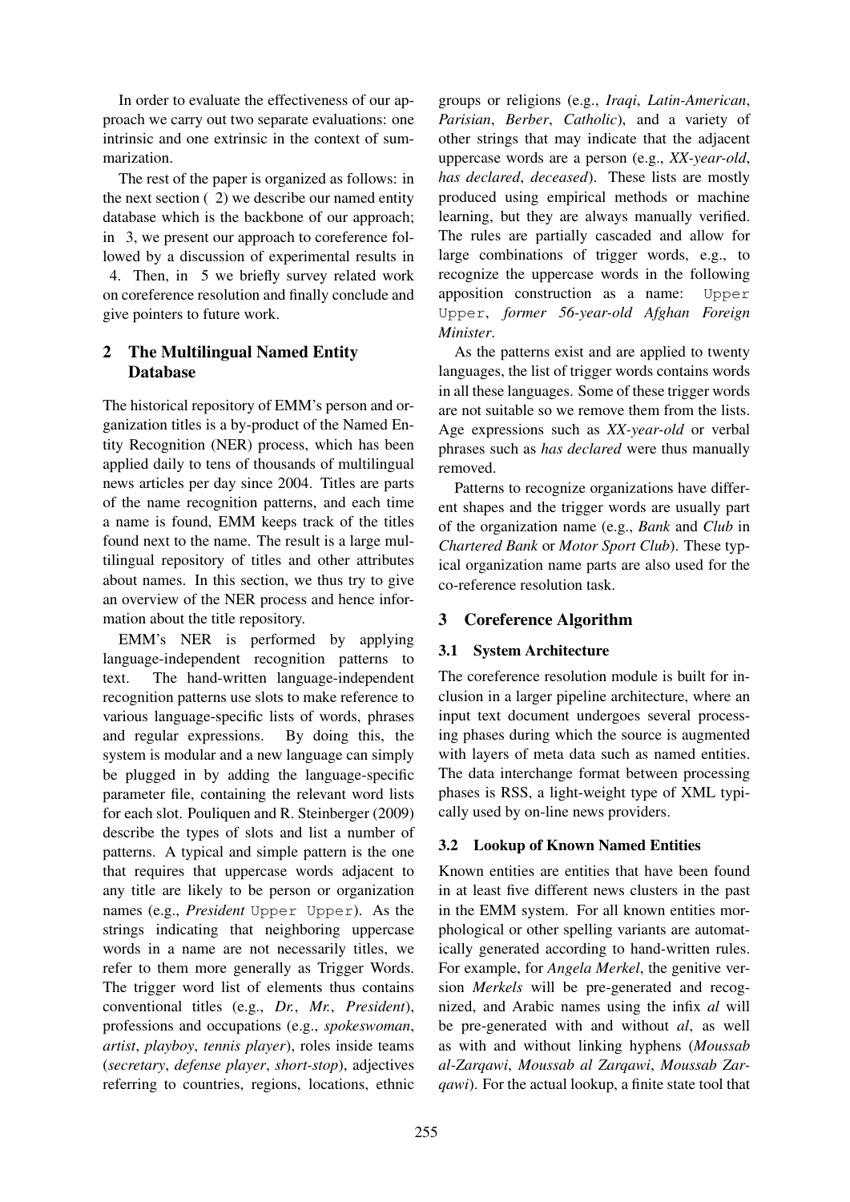In order to evaluate the effectiveness of our approach we carry out two separate evaluations: one intrinsic and one extrinsic in the context of summarization.

The rest of the paper is organized as follows: in the next section ( 2) we describe our named entity database which is the backbone of our approach; in 3, we present our approach to coreference followed by a discussion of experimental results in 4. Then, in 5 we briefly survey related work on coreference resolution and finally conclude and give pointers to future work.

## 2 The Multilingual Named Entity Database

The historical repository of EMM's person and organization titles is a by-product of the Named Entity Recognition (NER) process, which has been applied daily to tens of thousands of multilingual news articles per day since 2004. Titles are parts of the name recognition patterns, and each time a name is found, EMM keeps track of the titles found next to the name. The result is a large multilingual repository of titles and other attributes about names. In this section, we thus try to give an overview of the NER process and hence information about the title repository.

EMM's NER is performed by applying language-independent recognition patterns to text. The hand-written language-independent recognition patterns use slots to make reference to various language-specific lists of words, phrases and regular expressions. By doing this, the system is modular and a new language can simply be plugged in by adding the language-specific parameter file, containing the relevant word lists for each slot. Pouliquen and R. Steinberger (2009) describe the types of slots and list a number of patterns. A typical and simple pattern is the one that requires that uppercase words adjacent to any title are likely to be person or organization names (e.g., *President* `Upper Upper`). As the strings indicating that neighboring uppercase words in a name are not necessarily titles, we refer to them more generally as Trigger Words. The trigger word list of elements thus contains conventional titles (e.g., *Dr.*, *Mr.*, *President*), professions and occupations (e.g., *spokeswoman*, *artist*, *playboy*, *tennis player*), roles inside teams (*secretary*, *defense player*, *short-stop*), adjectives referring to countries, regions, locations, ethnic groups or religions (e.g., *Iraqi*, *Latin-American*, *Parisian*, *Berber*, *Catholic*), and a variety of other strings that may indicate that the adjacent uppercase words are a person (e.g., *XX-year-old*, *has declared*, *deceased*). These lists are mostly produced using empirical methods or machine learning, but they are always manually verified. The rules are partially cascaded and allow for large combinations of trigger words, e.g., to recognize the uppercase words in the following apposition construction as a name: `Upper Upper`, *former 56-year-old Afghan Foreign Minister*.

As the patterns exist and are applied to twenty languages, the list of trigger words contains words in all these languages. Some of these trigger words are not suitable so we remove them from the lists. Age expressions such as *XX-year-old* or verbal phrases such as *has declared* were thus manually removed.

Patterns to recognize organizations have different shapes and the trigger words are usually part of the organization name (e.g., *Bank* and *Club* in *Chartered Bank* or *Motor Sport Club*). These typical organization name parts are also used for the co-reference resolution task.

## 3 Coreference Algorithm

### 3.1 System Architecture

The coreference resolution module is built for inclusion in a larger pipeline architecture, where an input text document undergoes several processing phases during which the source is augmented with layers of meta data such as named entities. The data interchange format between processing phases is RSS, a light-weight type of XML typically used by on-line news providers.

### 3.2 Lookup of Known Named Entities

Known entities are entities that have been found in at least five different news clusters in the past in the EMM system. For all known entities morphological or other spelling variants are automatically generated according to hand-written rules. For example, for *Angela Merkel*, the genitive version *Merkels* will be pre-generated and recognized, and Arabic names using the infix *al* will be pre-generated with and without *al*, as well as with and without linking hyphens (*Moussab al-Zarqawi*, *Moussab al Zarqawi*, *Moussab Zarqawi*). For the actual lookup, a finite state tool that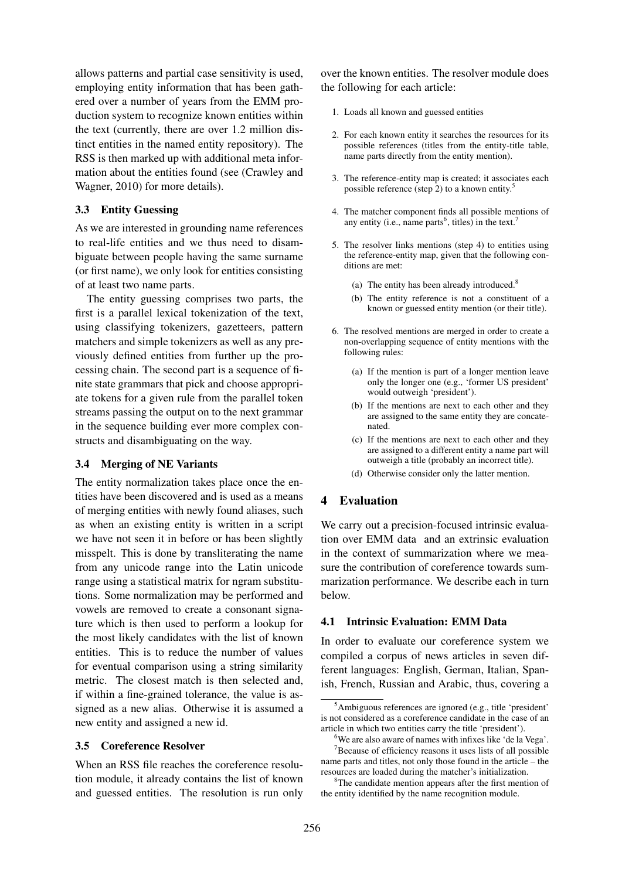allows patterns and partial case sensitivity is used, employing entity information that has been gathered over a number of years from the EMM production system to recognize known entities within the text (currently, there are over 1.2 million distinct entities in the named entity repository). The RSS is then marked up with additional meta information about the entities found (see (Crawley and Wagner, 2010) for more details).

### 3.3 Entity Guessing

As we are interested in grounding name references to real-life entities and we thus need to disambiguate between people having the same surname (or first name), we only look for entities consisting of at least two name parts.

The entity guessing comprises two parts, the first is a parallel lexical tokenization of the text, using classifying tokenizers, gazetteers, pattern matchers and simple tokenizers as well as any previously defined entities from further up the processing chain. The second part is a sequence of finite state grammars that pick and choose appropriate tokens for a given rule from the parallel token streams passing the output on to the next grammar in the sequence building ever more complex constructs and disambiguating on the way.

### 3.4 Merging of NE Variants

The entity normalization takes place once the entities have been discovered and is used as a means of merging entities with newly found aliases, such as when an existing entity is written in a script we have not seen it in before or has been slightly misspelt. This is done by transliterating the name from any unicode range into the Latin unicode range using a statistical matrix for ngram substitutions. Some normalization may be performed and vowels are removed to create a consonant signature which is then used to perform a lookup for the most likely candidates with the list of known entities. This is to reduce the number of values for eventual comparison using a string similarity metric. The closest match is then selected and, if within a fine-grained tolerance, the value is assigned as a new alias. Otherwise it is assumed a new entity and assigned a new id.

### 3.5 Coreference Resolver

When an RSS file reaches the coreference resolution module, it already contains the list of known and guessed entities. The resolution is run only over the known entities. The resolver module does the following for each article:

1. Loads all known and guessed entities
2. For each known entity it searches the resources for its possible references (titles from the entity-title table, name parts directly from the entity mention).
3. The reference-entity map is created; it associates each possible reference (step 2) to a known entity.[5]
4. The matcher component finds all possible mentions of any entity (i.e., name parts[6], titles) in the text.[7]
5. The resolver links mentions (step 4) to entities using the reference-entity map, given that the following conditions are met:
   (a) The entity has been already introduced.[8]
   (b) The entity reference is not a constituent of a known or guessed entity mention (or their title).
6. The resolved mentions are merged in order to create a non-overlapping sequence of entity mentions with the following rules:
   (a) If the mention is part of a longer mention leave only the longer one (e.g., 'former US president' would outweigh 'president').
   (b) If the mentions are next to each other and they are assigned to the same entity they are concatenated.
   (c) If the mentions are next to each other and they are assigned to a different entity a name part will outweigh a title (probably an incorrect title).
   (d) Otherwise consider only the latter mention.

## 4 Evaluation

We carry out a precision-focused intrinsic evaluation over EMM data and an extrinsic evaluation in the context of summarization where we measure the contribution of coreference towards summarization performance. We describe each in turn below.

### 4.1 Intrinsic Evaluation: EMM Data

In order to evaluate our coreference system we compiled a corpus of news articles in seven different languages: English, German, Italian, Spanish, French, Russian and Arabic, thus, covering a

[5] Ambiguous references are ignored (e.g., title 'president' is not considered as a coreference candidate in the case of an article in which two entities carry the title 'president').

[6] We are also aware of names with infixes like 'de la Vega'.

[7] Because of efficiency reasons it uses lists of all possible name parts and titles, not only those found in the article – the resources are loaded during the matcher's initialization.

[8] The candidate mention appears after the first mention of the entity identified by the name recognition module.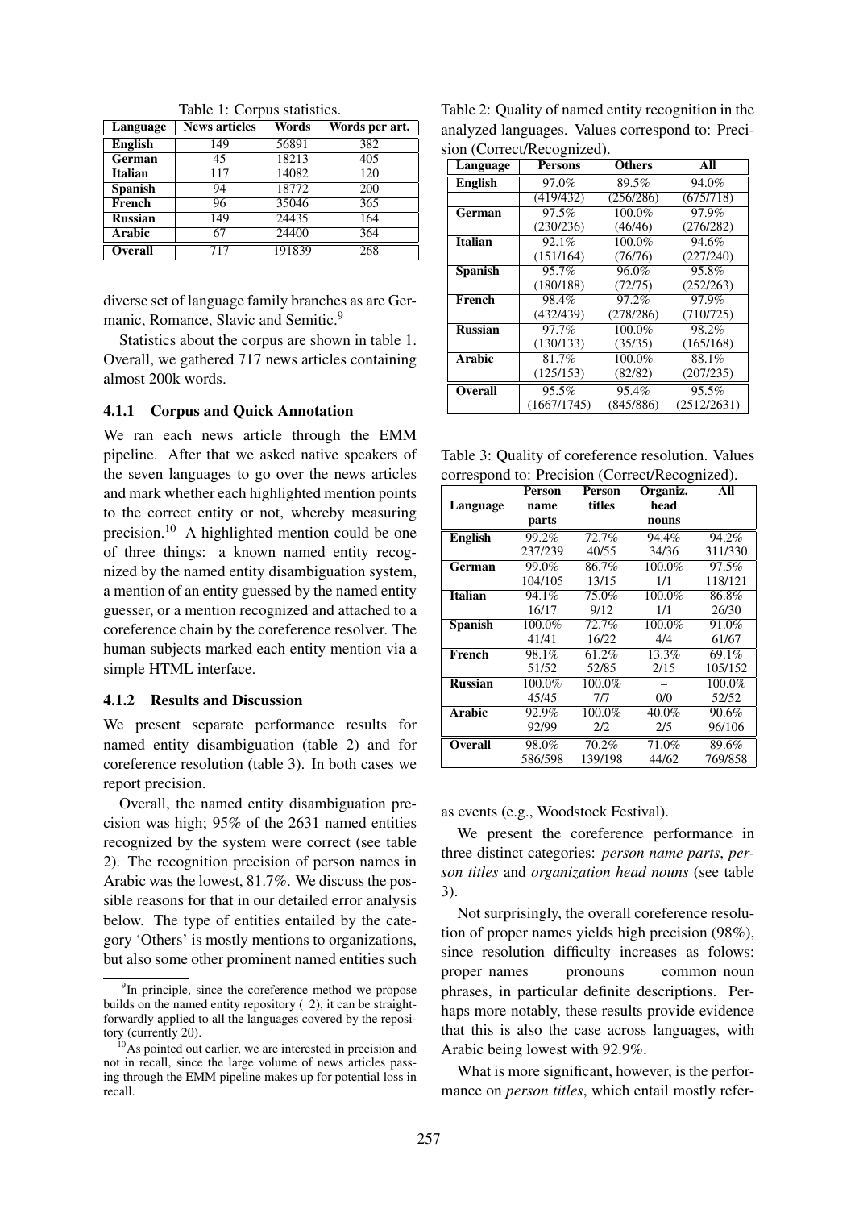Table 1: Corpus statistics.

| Language | News articles | Words | Words per art. |
|---|---|---|---|
| **English** | 149 | 56891 | 382 |
| **German** | 45 | 18213 | 405 |
| **Italian** | 117 | 14082 | 120 |
| **Spanish** | 94 | 18772 | 200 |
| **French** | 96 | 35046 | 365 |
| **Russian** | 149 | 24435 | 164 |
| **Arabic** | 67 | 24400 | 364 |
| **Overall** | 717 | 191839 | 268 |

diverse set of language family branches as are Germanic, Romance, Slavic and Semitic.[9]

Statistics about the corpus are shown in table 1. Overall, we gathered 717 news articles containing almost 200k words.

### 4.1.1 Corpus and Quick Annotation

We ran each news article through the EMM pipeline. After that we asked native speakers of the seven languages to go over the news articles and mark whether each highlighted mention points to the correct entity or not, whereby measuring precision.[10] A highlighted mention could be one of three things: a known named entity recognized by the named entity disambiguation system, a mention of an entity guessed by the named entity guesser, or a mention recognized and attached to a coreference chain by the coreference resolver. The human subjects marked each entity mention via a simple HTML interface.

### 4.1.2 Results and Discussion

We present separate performance results for named entity disambiguation (table 2) and for coreference resolution (table 3). In both cases we report precision.

Overall, the named entity disambiguation precision was high; 95% of the 2631 named entities recognized by the system were correct (see table 2). The recognition precision of person names in Arabic was the lowest, 81.7%. We discuss the possible reasons for that in our detailed error analysis below. The type of entities entailed by the category 'Others' is mostly mentions to organizations, but also some other prominent named entities such as events (e.g., Woodstock Festival).

Table 2: Quality of named entity recognition in the analyzed languages. Values correspond to: Precision (Correct/Recognized).

| Language | Persons | Others | All |
|---|---|---|---|
| **English** | 97.0% | 89.5% | 94.0% |
| | (419/432) | (256/286) | (675/718) |
| **German** | 97.5% | 100.0% | 97.9% |
| | (230/236) | (46/46) | (276/282) |
| **Italian** | 92.1% | 100.0% | 94.6% |
| | (151/164) | (76/76) | (227/240) |
| **Spanish** | 95.7% | 96.0% | 95.8% |
| | (180/188) | (72/75) | (252/263) |
| **French** | 98.4% | 97.2% | 97.9% |
| | (432/439) | (278/286) | (710/725) |
| **Russian** | 97.7% | 100.0% | 98.2% |
| | (130/133) | (35/35) | (165/168) |
| **Arabic** | 81.7% | 100.0% | 88.1% |
| | (125/153) | (82/82) | (207/235) |
| **Overall** | 95.5% | 95.4% | 95.5% |
| | (1667/1745) | (845/886) | (2512/2631) |

Table 3: Quality of coreference resolution. Values correspond to: Precision (Correct/Recognized).

| Language | Person name parts | Person titles | Organiz. head nouns | All |
|---|---|---|---|---|
| **English** | 99.2% | 72.7% | 94.4% | 94.2% |
| | 237/239 | 40/55 | 34/36 | 311/330 |
| **German** | 99.0% | 86.7% | 100.0% | 97.5% |
| | 104/105 | 13/15 | 1/1 | 118/121 |
| **Italian** | 94.1% | 75.0% | 100.0% | 86.8% |
| | 16/17 | 9/12 | 1/1 | 26/30 |
| **Spanish** | 100.0% | 72.7% | 100.0% | 91.0% |
| | 41/41 | 16/22 | 4/4 | 61/67 |
| **French** | 98.1% | 61.2% | 13.3% | 69.1% |
| | 51/52 | 52/85 | 2/15 | 105/152 |
| **Russian** | 100.0% | 100.0% | – | 100.0% |
| | 45/45 | 7/7 | 0/0 | 52/52 |
| **Arabic** | 92.9% | 100.0% | 40.0% | 90.6% |
| | 92/99 | 2/2 | 2/5 | 96/106 |
| **Overall** | 98.0% | 70.2% | 71.0% | 89.6% |
| | 586/598 | 139/198 | 44/62 | 769/858 |

We present the coreference performance in three distinct categories: *person name parts*, *person titles* and *organization head nouns* (see table 3).

Not surprisingly, the overall coreference resolution of proper names yields high precision (98%), since resolution difficulty increases as folows: proper names pronouns common noun phrases, in particular definite descriptions. Perhaps more notably, these results provide evidence that this is also the case across languages, with Arabic being lowest with 92.9%.

What is more significant, however, is the performance on *person titles*, which entail mostly refer-

[9] In principle, since the coreference method we propose builds on the named entity repository ( 2), it can be straightforwardly applied to all the languages covered by the repository (currently 20).

[10] As pointed out earlier, we are interested in precision and not in recall, since the large volume of news articles passing through the EMM pipeline makes up for potential loss in recall.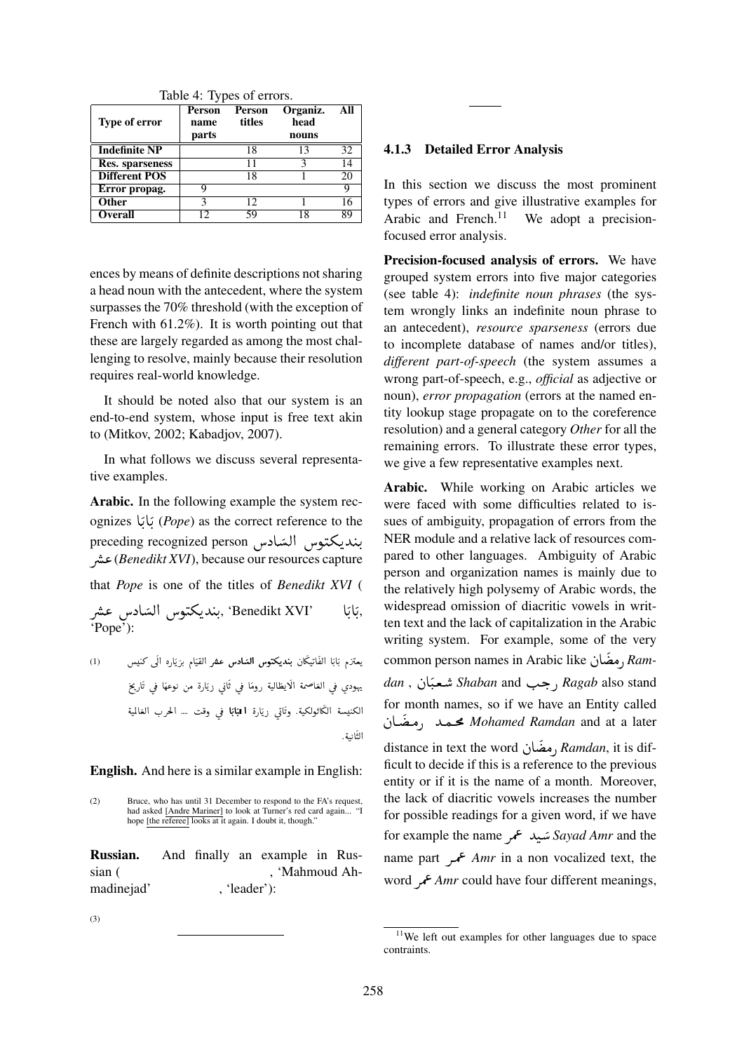Table 4: Types of errors.

| Type of error | Person name parts | Person titles | Organiz. head nouns | All |
|---|---|---|---|---|
| Indefinite NP | | 18 | 13 | 32 |
| Res. sparseness | | 11 | 3 | 14 |
| Different POS | | 18 | 1 | 20 |
| Error propag. | 9 | | | 9 |
| Other | 3 | 12 | 1 | 16 |
| Overall | 12 | 59 | 18 | 89 |

ences by means of definite descriptions not sharing a head noun with the antecedent, where the system surpasses the 70% threshold (with the exception of French with 61.2%). It is worth pointing out that these are largely regarded as among the most challenging to resolve, mainly because their resolution requires real-world knowledge.

It should be noted also that our system is an end-to-end system, whose input is free text akin to (Mitkov, 2002; Kabadjov, 2007).

In what follows we discuss several representative examples.

**Arabic.** In the following example the system recognizes بَابَا (*Pope*) as the correct reference to the preceding recognized person بنديكتوس السّادس عشر (*Benedikt XVI*), because our resources capture that *Pope* is one of the titles of *Benedikt XVI* (بنديكتوس السّادس عشر, 'Benedikt XVI' بَابَا, 'Pope'):

(1) يعتزم بَابَا الفَاتيكَان **بنديكتوس السّادس عشر** القيّام بزيَاره الَى كنيس يهودي في العَاصمة الأيطَالية رومَا في ثَاني زيَارة من نوعهَا في تَاريخ الكنيسة الكَاثولكية. وتَاتي زيَارة **البَابَا** في وقت ... الحرب العَالمية الثَانية.

**English.** And here is a similar example in English:

(2) Bruce, who has until 31 December to respond to the FA's request, had asked [Andre Mariner] to look at Turner's red card again... "I hope [the referee] looks at it again. I doubt it, though."

**Russian.** And finally an example in Russian ( , 'Mahmoud Ahmadinejad' , 'leader'):

(3)

#### 4.1.3 Detailed Error Analysis

In this section we discuss the most prominent types of errors and give illustrative examples for Arabic and French.[11] We adopt a precision-focused error analysis.

**Precision-focused analysis of errors.** We have grouped system errors into five major categories (see table 4): *indefinite noun phrases* (the system wrongly links an indefinite noun phrase to an antecedent), *resource sparseness* (errors due to incomplete database of names and/or titles), *different part-of-speech* (the system assumes a wrong part-of-speech, e.g., *official* as adjective or noun), *error propagation* (errors at the named entity lookup stage propagate on to the coreference resolution) and a general category *Other* for all the remaining errors. To illustrate these error types, we give a few representative examples next.

**Arabic.** While working on Arabic articles we were faced with some difficulties related to issues of ambiguity, propagation of errors from the NER module and a relative lack of resources compared to other languages. Ambiguity of Arabic person and organization names is mainly due to the relatively high polysemy of Arabic words, the widespread omission of diacritic vowels in written text and the lack of capitalization in the Arabic writing system. For example, some of the very common person names in Arabic like رمضَان *Ramdan* , شعبَان *Shaban* and رجب *Ragab* also stand for month names, so if we have an Entity called محمد رمضَان *Mohamed Ramdan* and at a later distance in text the word رمضَان *Ramdan*, it is difficult to decide if this is a reference to the previous entity or if it is the name of a month. Moreover, the lack of diacritic vowels increases the number for possible readings for a given word, if we have for example the name سَيد عمر *Sayad Amr* and the name part عمر *Amr* in a non vocalized text, the word عمر *Amr* could have four different meanings,

[11] We left out examples for other languages due to space contraints.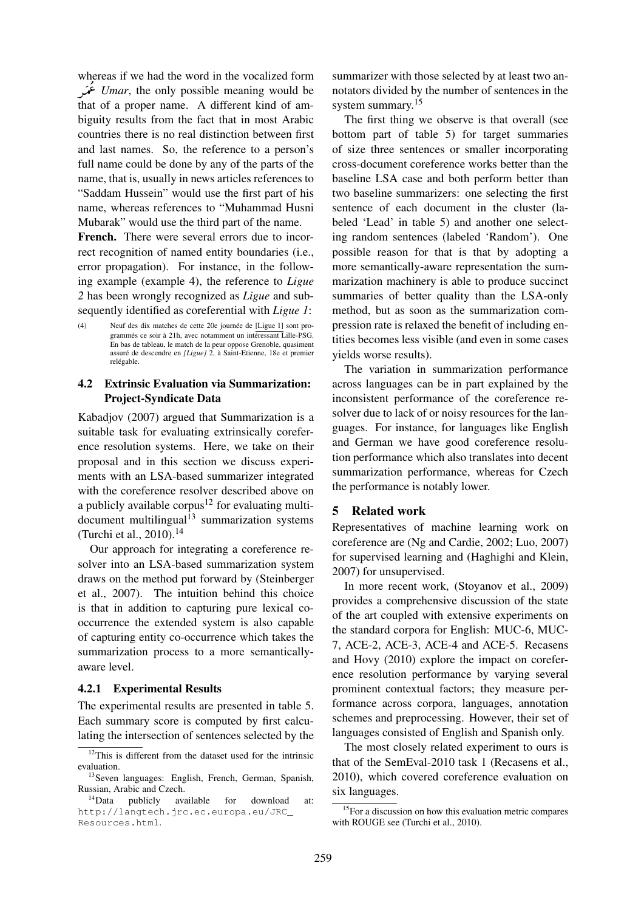whereas if we had the word in the vocalized form عُمَر *Umar*, the only possible meaning would be that of a proper name. A different kind of ambiguity results from the fact that in most Arabic countries there is no real distinction between first and last names. So, the reference to a person's full name could be done by any of the parts of the name, that is, usually in news articles references to "Saddam Hussein" would use the first part of his name, whereas references to "Muhammad Husni Mubarak" would use the third part of the name.

**French.** There were several errors due to incorrect recognition of named entity boundaries (i.e., error propagation). For instance, in the following example (example 4), the reference to *Ligue 2* has been wrongly recognized as *Ligue* and subsequently identified as coreferential with *Ligue 1*:

(4) Neuf des dix matches de cette 20e journée de [Ligue 1] sont programmés ce soir à 21h, avec notamment un intéressant Lille-PSG. En bas de tableau, le match de la peur oppose Grenoble, quasiment assuré de descendre en *[Ligue]* 2, à Saint-Etienne, 18e et premier relégable.

### 4.2 Extrinsic Evaluation via Summarization: Project-Syndicate Data

Kabadjov (2007) argued that Summarization is a suitable task for evaluating extrinsically coreference resolution systems. Here, we take on their proposal and in this section we discuss experiments with an LSA-based summarizer integrated with the coreference resolver described above on a publicly available corpus[12] for evaluating multi-document multilingual[13] summarization systems (Turchi et al., 2010).[14]

Our approach for integrating a coreference resolver into an LSA-based summarization system draws on the method put forward by (Steinberger et al., 2007). The intuition behind this choice is that in addition to capturing pure lexical co-occurrence the extended system is also capable of capturing entity co-occurrence which takes the summarization process to a more semantically-aware level.

#### 4.2.1 Experimental Results

The experimental results are presented in table 5. Each summary score is computed by first calculating the intersection of sentences selected by the summarizer with those selected by at least two annotators divided by the number of sentences in the system summary.[15]

The first thing we observe is that overall (see bottom part of table 5) for target summaries of size three sentences or smaller incorporating cross-document coreference works better than the baseline LSA case and both perform better than two baseline summarizers: one selecting the first sentence of each document in the cluster (labeled 'Lead' in table 5) and another one selecting random sentences (labeled 'Random'). One possible reason for that is that by adopting a more semantically-aware representation the summarization machinery is able to produce succinct summaries of better quality than the LSA-only method, but as soon as the summarization compression rate is relaxed the benefit of including entities becomes less visible (and even in some cases yields worse results).

The variation in summarization performance across languages can be in part explained by the inconsistent performance of the coreference resolver due to lack of or noisy resources for the languages. For instance, for languages like English and German we have good coreference resolution performance which also translates into decent summarization performance, whereas for Czech the performance is notably lower.

## 5 Related work

Representatives of machine learning work on coreference are (Ng and Cardie, 2002; Luo, 2007) for supervised learning and (Haghighi and Klein, 2007) for unsupervised.

In more recent work, (Stoyanov et al., 2009) provides a comprehensive discussion of the state of the art coupled with extensive experiments on the standard corpora for English: MUC-6, MUC-7, ACE-2, ACE-3, ACE-4 and ACE-5. Recasens and Hovy (2010) explore the impact on coreference resolution performance by varying several prominent contextual factors; they measure performance across corpora, languages, annotation schemes and preprocessing. However, their set of languages consisted of English and Spanish only.

The most closely related experiment to ours is that of the SemEval-2010 task 1 (Recasens et al., 2010), which covered coreference evaluation on six languages.

[12] This is different from the dataset used for the intrinsic evaluation.

[13] Seven languages: English, French, German, Spanish, Russian, Arabic and Czech.

[14] Data publicly available for download at: http://langtech.jrc.ec.europa.eu/JRC_Resources.html.

[15] For a discussion on how this evaluation metric compares with ROUGE see (Turchi et al., 2010).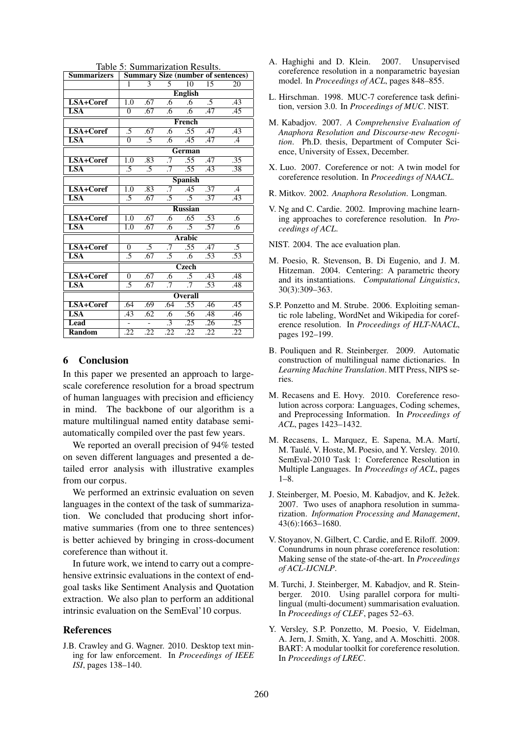Table 5: Summarization Results.

| Summarizers | Summary Size (number of sentences) | | | | | |
|---|---|---|---|---|---|---|
| | 1 | 3 | 5 | 10 | 15 | 20 |
| | English | | | | | |
| **LSA+Coref** | 1.0 | .67 | .6 | .6 | .5 | .43 |
| **LSA** | 0 | .67 | .6 | .6 | .47 | .45 |
| | French | | | | | |
| **LSA+Coref** | .5 | .67 | .6 | .55 | .47 | .43 |
| **LSA** | 0 | .5 | .6 | .45 | .47 | .4 |
| | German | | | | | |
| **LSA+Coref** | 1.0 | .83 | .7 | .55 | .47 | .35 |
| **LSA** | .5 | .5 | .7 | .55 | .43 | .38 |
| | Spanish | | | | | |
| **LSA+Coref** | 1.0 | .83 | .7 | .45 | .37 | .4 |
| **LSA** | .5 | .67 | .5 | .5 | .37 | .43 |
| | Russian | | | | | |
| **LSA+Coref** | 1.0 | .67 | .6 | .65 | .53 | .6 |
| **LSA** | 1.0 | .67 | .6 | .5 | .57 | .6 |
| | Arabic | | | | | |
| **LSA+Coref** | 0 | .5 | .7 | .55 | .47 | .5 |
| **LSA** | .5 | .67 | .5 | .6 | .53 | .53 |
| | Czech | | | | | |
| **LSA+Coref** | 0 | .67 | .6 | .5 | .43 | .48 |
| **LSA** | .5 | .67 | .7 | .7 | .53 | .48 |
| | Overall | | | | | |
| **LSA+Coref** | .64 | .69 | .64 | .55 | .46 | .45 |
| **LSA** | .43 | .62 | .6 | .56 | .48 | .46 |
| **Lead** | - | - | .3 | .25 | .26 | .25 |
| **Random** | .22 | .22 | .22 | .22 | .22 | .22 |

## 6 Conclusion

In this paper we presented an approach to large-scale coreference resolution for a broad spectrum of human languages with precision and efficiency in mind. The backbone of our algorithm is a mature multilingual named entity database semi-automatically compiled over the past few years.

We reported an overall precision of 94% tested on seven different languages and presented a detailed error analysis with illustrative examples from our corpus.

We performed an extrinsic evaluation on seven languages in the context of the task of summarization. We concluded that producing short informative summaries (from one to three sentences) is better achieved by bringing in cross-document coreference than without it.

In future work, we intend to carry out a comprehensive extrinsic evaluations in the context of end-goal tasks like Sentiment Analysis and Quotation extraction. We also plan to perform an additional intrinsic evaluation on the SemEval'10 corpus.

## References

J.B. Crawley and G. Wagner. 2010. Desktop text mining for law enforcement. In *Proceedings of IEEE ISI*, pages 138–140.

A. Haghighi and D. Klein. 2007. Unsupervised coreference resolution in a nonparametric bayesian model. In *Proceedings of ACL*, pages 848–855.

L. Hirschman. 1998. MUC-7 coreference task definition, version 3.0. In *Proceedings of MUC*. NIST.

M. Kabadjov. 2007. *A Comprehensive Evaluation of Anaphora Resolution and Discourse-new Recognition*. Ph.D. thesis, Department of Computer Science, University of Essex, December.

X. Luo. 2007. Coreference or not: A twin model for coreference resolution. In *Proceedings of NAACL*.

R. Mitkov. 2002. *Anaphora Resolution*. Longman.

V. Ng and C. Cardie. 2002. Improving machine learning approaches to coreference resolution. In *Proceedings of ACL*.

NIST. 2004. The ace evaluation plan.

M. Poesio, R. Stevenson, B. Di Eugenio, and J. M. Hitzeman. 2004. Centering: A parametric theory and its instantiations. *Computational Linguistics*, 30(3):309–363.

S.P. Ponzetto and M. Strube. 2006. Exploiting semantic role labeling, WordNet and Wikipedia for coreference resolution. In *Proceedings of HLT-NAACL*, pages 192–199.

B. Pouliquen and R. Steinberger. 2009. Automatic construction of multilingual name dictionaries. In *Learning Machine Translation*. MIT Press, NIPS series.

M. Recasens and E. Hovy. 2010. Coreference resolution across corpora: Languages, Coding schemes, and Preprocessing Information. In *Proceedings of ACL*, pages 1423–1432.

M. Recasens, L. Marquez, E. Sapena, M.A. Martí, M. Taulé, V. Hoste, M. Poesio, and Y. Versley. 2010. SemEval-2010 Task 1: Coreference Resolution in Multiple Languages. In *Proceedings of ACL*, pages 1–8.

J. Steinberger, M. Poesio, M. Kabadjov, and K. Ježek. 2007. Two uses of anaphora resolution in summarization. *Information Processing and Management*, 43(6):1663–1680.

V. Stoyanov, N. Gilbert, C. Cardie, and E. Riloff. 2009. Conundrums in noun phrase coreference resolution: Making sense of the state-of-the-art. In *Proceedings of ACL-IJCNLP*.

M. Turchi, J. Steinberger, M. Kabadjov, and R. Steinberger. 2010. Using parallel corpora for multilingual (multi-document) summarisation evaluation. In *Proceedings of CLEF*, pages 52–63.

Y. Versley, S.P. Ponzetto, M. Poesio, V. Eidelman, A. Jern, J. Smith, X. Yang, and A. Moschitti. 2008. BART: A modular toolkit for coreference resolution. In *Proceedings of LREC*.